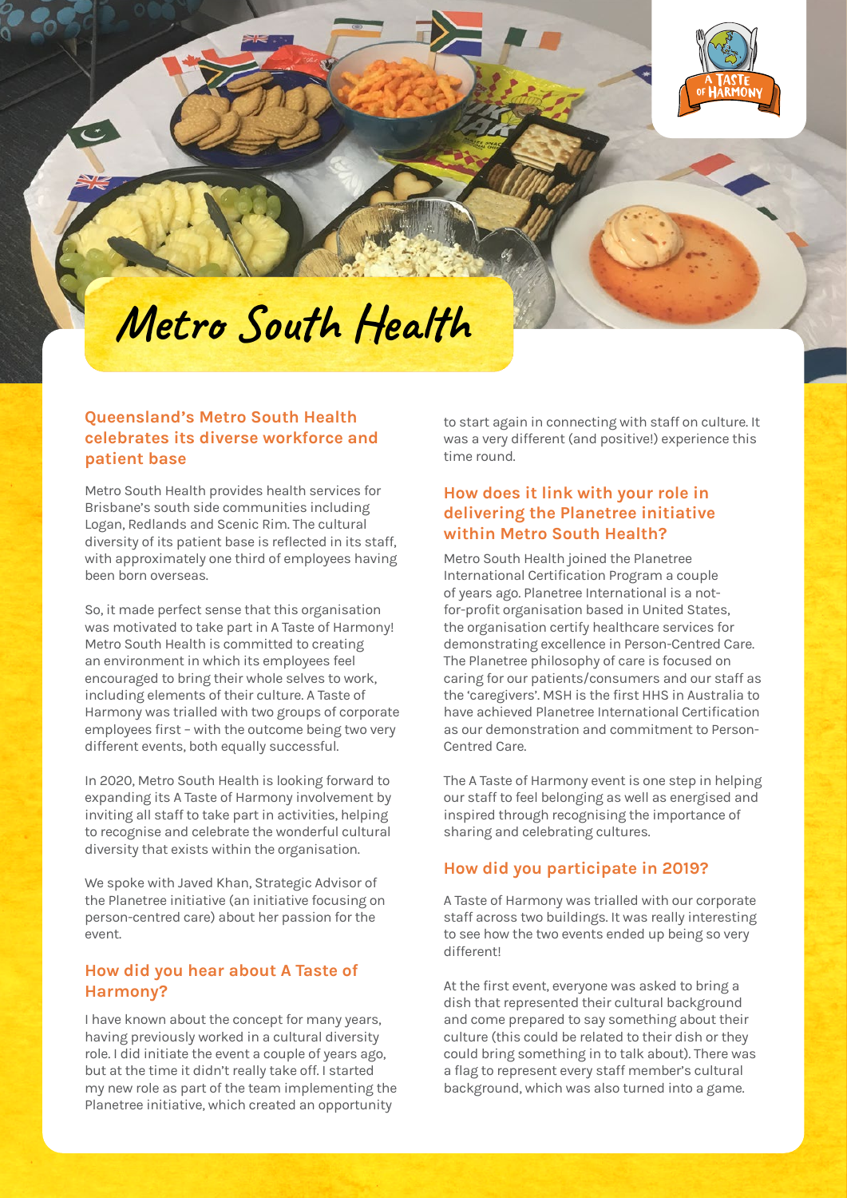# Metro South Health

## Queensland's Metro South Health celebrates its diverse workforce and patient base

Metro South Health provides health services for Brisbane's south side communities including Logan, Redlands and Scenic Rim. The cultural diversity of its patient base is reflected in its staff, with approximately one third of employees having been born overseas.

So, it made perfect sense that this organisation was motivated to take part in A Taste of Harmony! Metro South Health is committed to creating an environment in which its employees feel encouraged to bring their whole selves to work, including elements of their culture. A Taste of Harmony was trialled with two groups of corporate employees first – with the outcome being two very different events, both equally successful.

In 2020, Metro South Health is looking forward to expanding its A Taste of Harmony involvement by inviting all staff to take part in activities, helping to recognise and celebrate the wonderful cultural diversity that exists within the organisation.

We spoke with Javed Khan, Strategic Advisor of the Planetree initiative (an initiative focusing on person-centred care) about her passion for the event.

### How did you hear about A Taste of Harmony?

I have known about the concept for many years, having previously worked in a cultural diversity role. I did initiate the event a couple of years ago, but at the time it didn't really take off. I started my new role as part of the team implementing the Planetree initiative, which created an opportunity to start again in connecting with staff on culture. It was a very different (and positive!) experience this time round.

### How does it link with your role in delivering the Planetree initiative within Metro South Health?

Metro South Health joined the Planetree International Certification Program a couple of years ago. Planetree International is a not-for-profit organisation based in United States, the organisation certify healthcare services for demonstrating excellence in Person-Centred Care. The Planetree philosophy of care is focused on caring for our patients/consumers and our staff as the 'caregivers'. MSH is the first HHS in Australia to have achieved Planetree International Certification as our demonstration and commitment to Person-Centred Care.

The A Taste of Harmony event is one step in helping our staff to feel belonging as well as energised and inspired through recognising the importance of sharing and celebrating cultures.

### How did you participate in 2019?

A Taste of Harmony was trialled with our corporate staff across two buildings. It was really interesting to see how the two events ended up being so very different!

At the first event, everyone was asked to bring a dish that represented their cultural background and come prepared to say something about their culture (this could be related to their dish or they could bring something in to talk about). There was a flag to represent every staff member's cultural background, which was also turned into a game.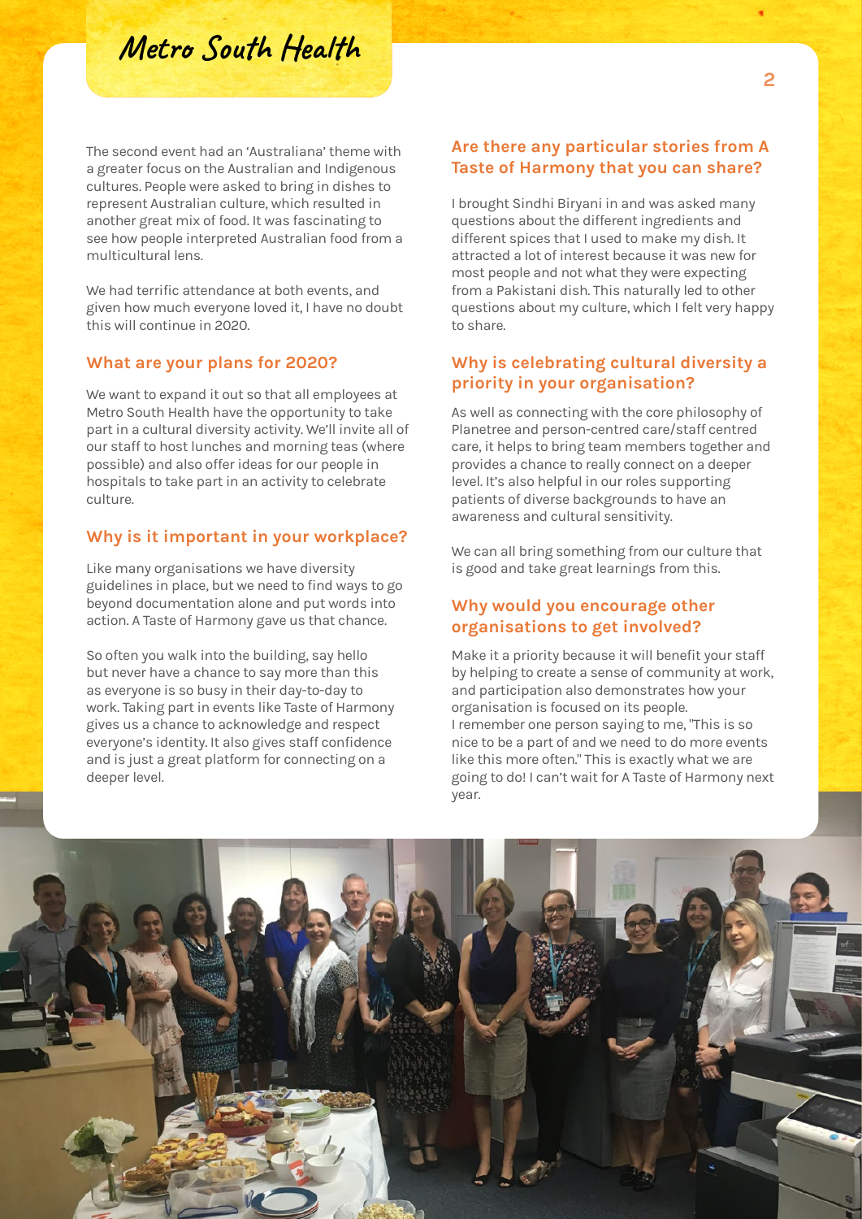Metro South Health

The second event had an 'Australiana' theme with a greater focus on the Australian and Indigenous cultures. People were asked to bring in dishes to represent Australian culture, which resulted in another great mix of food. It was fascinating to see how people interpreted Australian food from a multicultural lens.

We had terrific attendance at both events, and given how much everyone loved it, I have no doubt this will continue in 2020.

## What are your plans for 2020?

We want to expand it out so that all employees at Metro South Health have the opportunity to take part in a cultural diversity activity. We'll invite all of our staff to host lunches and morning teas (where possible) and also offer ideas for our people in hospitals to take part in an activity to celebrate culture.

## Why is it important in your workplace?

Like many organisations we have diversity guidelines in place, but we need to find ways to go beyond documentation alone and put words into action. A Taste of Harmony gave us that chance.

So often you walk into the building, say hello but never have a chance to say more than this as everyone is so busy in their day-to-day to work. Taking part in events like Taste of Harmony gives us a chance to acknowledge and respect everyone's identity. It also gives staff confidence and is just a great platform for connecting on a deeper level.

## Are there any particular stories from A Taste of Harmony that you can share?

I brought Sindhi Biryani in and was asked many questions about the different ingredients and different spices that I used to make my dish. It attracted a lot of interest because it was new for most people and not what they were expecting from a Pakistani dish. This naturally led to other questions about my culture, which I felt very happy to share.

## Why is celebrating cultural diversity a priority in your organisation?

As well as connecting with the core philosophy of Planetree and person-centred care/staff centred care, it helps to bring team members together and provides a chance to really connect on a deeper level. It's also helpful in our roles supporting patients of diverse backgrounds to have an awareness and cultural sensitivity.

We can all bring something from our culture that is good and take great learnings from this.

## Why would you encourage other organisations to get involved?

Make it a priority because it will benefit your staff by helping to create a sense of community at work, and participation also demonstrates how your organisation is focused on its people.
I remember one person saying to me, "This is so nice to be a part of and we need to do more events like this more often." This is exactly what we are going to do! I can't wait for A Taste of Harmony next year.